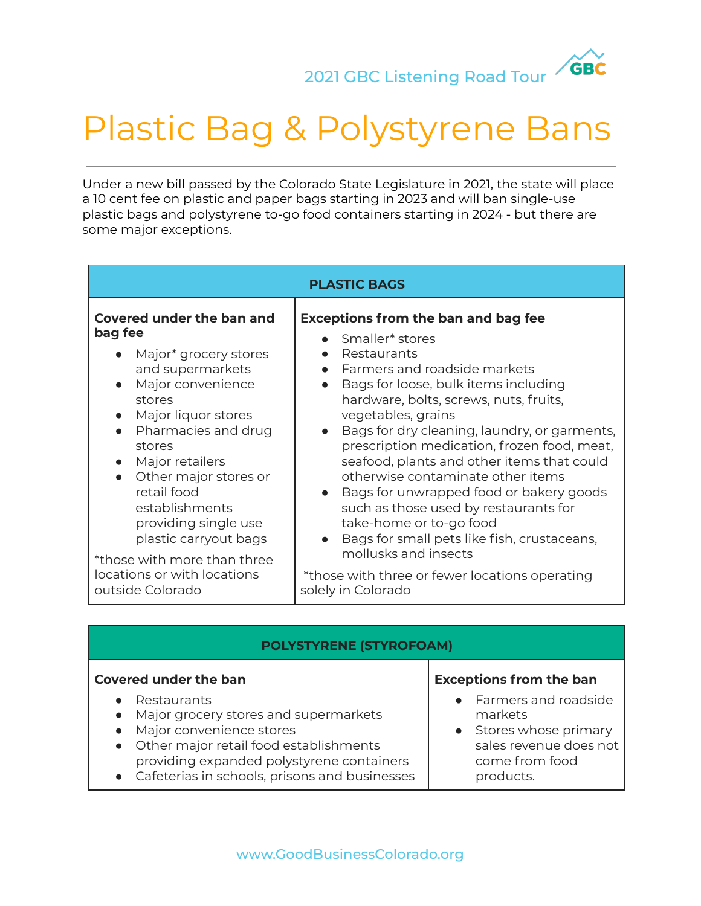2021 GBC Listening Road Tour

# Plastic Bag & Polystyrene Bans

Under a new bill passed by the Colorado State Legislature in 2021, the state will place a 10 cent fee on plastic and paper bags starting in 2023 and will ban single-use plastic bags and polystyrene to-go food containers starting in 2024 - but there are some major exceptions.

| PLASTIC BAGS | |
|---|---|
| **Covered under the ban and bag fee**<br>• Major* grocery stores and supermarkets<br>• Major convenience stores<br>• Major liquor stores<br>• Pharmacies and drug stores<br>• Major retailers<br>• Other major stores or retail food establishments providing single use plastic carryout bags<br><br>*those with more than three locations or with locations outside Colorado | **Exceptions from the ban and bag fee**<br>• Smaller* stores<br>• Restaurants<br>• Farmers and roadside markets<br>• Bags for loose, bulk items including hardware, bolts, screws, nuts, fruits, vegetables, grains<br>• Bags for dry cleaning, laundry, or garments, prescription medication, frozen food, meat, seafood, plants and other items that could otherwise contaminate other items<br>• Bags for unwrapped food or bakery goods such as those used by restaurants for take-home or to-go food<br>• Bags for small pets like fish, crustaceans, mollusks and insects<br><br>*those with three or fewer locations operating solely in Colorado |

| POLYSTYRENE (STYROFOAM) | |
|---|---|
| **Covered under the ban**<br>• Restaurants<br>• Major grocery stores and supermarkets<br>• Major convenience stores<br>• Other major retail food establishments providing expanded polystyrene containers<br>• Cafeterias in schools, prisons and businesses | **Exceptions from the ban**<br>• Farmers and roadside markets<br>• Stores whose primary sales revenue does not come from food products. |

www.GoodBusinessColorado.org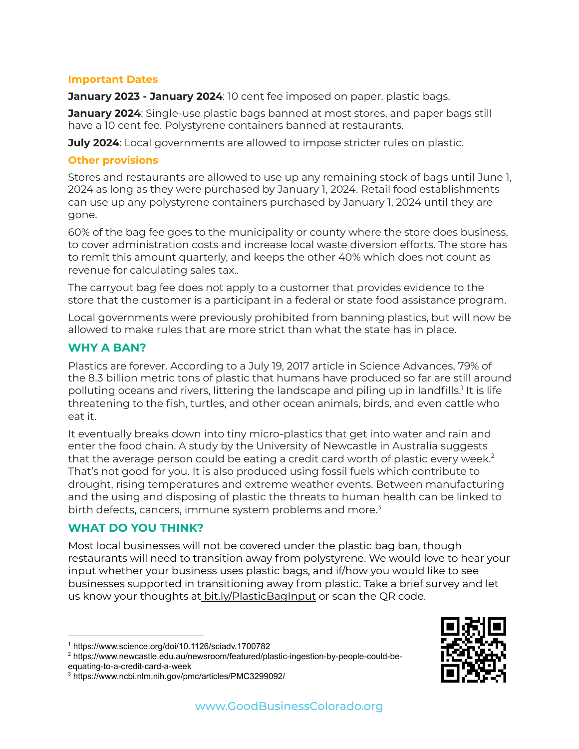## Important Dates

**January 2023 - January 2024**: 10 cent fee imposed on paper, plastic bags.

**January 2024**: Single-use plastic bags banned at most stores, and paper bags still have a 10 cent fee. Polystyrene containers banned at restaurants.

**July 2024**: Local governments are allowed to impose stricter rules on plastic.

## Other provisions

Stores and restaurants are allowed to use up any remaining stock of bags until June 1, 2024 as long as they were purchased by January 1, 2024. Retail food establishments can use up any polystyrene containers purchased by January 1, 2024 until they are gone.

60% of the bag fee goes to the municipality or county where the store does business, to cover administration costs and increase local waste diversion efforts. The store has to remit this amount quarterly, and keeps the other 40% which does not count as revenue for calculating sales tax..

The carryout bag fee does not apply to a customer that provides evidence to the store that the customer is a participant in a federal or state food assistance program.

Local governments were previously prohibited from banning plastics, but will now be allowed to make rules that are more strict than what the state has in place.

## WHY A BAN?

Plastics are forever. According to a July 19, 2017 article in Science Advances, 79% of the 8.3 billion metric tons of plastic that humans have produced so far are still around polluting oceans and rivers, littering the landscape and piling up in landfills.[1] It is life threatening to the fish, turtles, and other ocean animals, birds, and even cattle who eat it.

It eventually breaks down into tiny micro-plastics that get into water and rain and enter the food chain. A study by the University of Newcastle in Australia suggests that the average person could be eating a credit card worth of plastic every week.[2] That's not good for you. It is also produced using fossil fuels which contribute to drought, rising temperatures and extreme weather events. Between manufacturing and the using and disposing of plastic the threats to human health can be linked to birth defects, cancers, immune system problems and more.[3]

## WHAT DO YOU THINK?

Most local businesses will not be covered under the plastic bag ban, though restaurants will need to transition away from polystyrene. We would love to hear your input whether your business uses plastic bags, and if/how you would like to see businesses supported in transitioning away from plastic. Take a brief survey and let us know your thoughts at bit.ly/PlasticBagInput or scan the QR code.

---

[1] https://www.science.org/doi/10.1126/sciadv.1700782

[2] https://www.newcastle.edu.au/newsroom/featured/plastic-ingestion-by-people-could-be-equating-to-a-credit-card-a-week

[3] https://www.ncbi.nlm.nih.gov/pmc/articles/PMC3299092/

www.GoodBusinessColorado.org